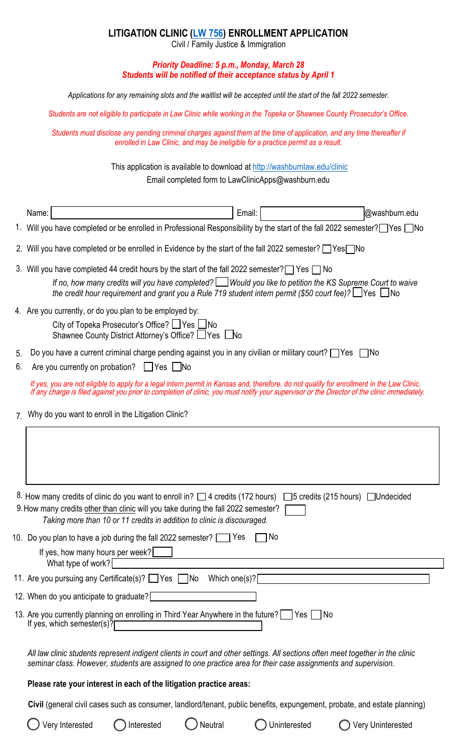# LITIGATION CLINIC (LW 756) ENROLLMENT APPLICATION

Civil / Family Justice & Immigration

***Priority Deadline: 5 p.m., Monday, March 28***
***Students will be notified of their acceptance status by April 1***

*Applications for any remaining slots and the waitlist will be accepted until the start of the fall 2022 semester.*

*Students are not eligible to participate in Law Clinic while working in the Topeka or Shawnee County Prosecutor's Office.*

*Students must disclose any pending criminal charges against them at the time of application, and any time thereafter if enrolled in Law Clinic, and may be ineligible for a practice permit as a result.*

This application is available to download at http://washburnlaw.edu/clinic
Email completed form to LawClinicApps@washburn.edu

Name: ______________________ Email: ______________@washburn.edu

1. Will you have completed or be enrolled in Professional Responsibility by the start of the fall 2022 semester? ☐ Yes ☐ No
2. Will you have completed or be enrolled in Evidence by the start of the fall 2022 semester? ☐ Yes ☐ No
3. Will you have completed 44 credit hours by the start of the fall 2022 semester? ☐ Yes ☐ No

   *If no, how many credits will you have completed?* ____ *Would you like to petition the KS Supreme Court to waive the credit hour requirement and grant you a Rule 719 student intern permit ($50 court fee)?* ☐ Yes ☐ No

4. Are you currently, or do you plan to be employed by:

   City of Topeka Prosecutor's Office? ☐ Yes ☐ No
   Shawnee County District Attorney's Office? ☐ Yes ☐ No

5. Do you have a current criminal charge pending against you in any civilian or military court? ☐ Yes ☐ No
6. Are you currently on probation? ☐ Yes ☐ No

   *If yes, you are not eligible to apply for a legal intern permit in Kansas and, therefore, do not qualify for enrollment in the Law Clinic. If any charge is filed against you prior to completion of clinic, you must notify your supervisor or the Director of the clinic immediately.*

7. Why do you want to enroll in the Litigation Clinic?

   ______________________________________________

8. How many credits of clinic do you want to enroll in? ☐ 4 credits (172 hours) ☐ 5 credits (215 hours) ☐ Undecided
9. How many credits other than clinic will you take during the fall 2022 semester? ____

   *Taking more than 10 or 11 credits in addition to clinic is discouraged.*

10. Do you plan to have a job during the fall 2022 semester? ☐ Yes ☐ No

    If yes, how many hours per week? ____
    What type of work? ____________________

11. Are you pursuing any Certificate(s)? ☐ Yes ☐ No Which one(s)? ____________________
12. When do you anticipate to graduate? ____________________
13. Are you currently planning on enrolling in Third Year Anywhere in the future? ☐ Yes ☐ No

    If yes, which semester(s)? ____________________

*All law clinic students represent indigent clients in court and other settings. All sections often meet together in the clinic seminar class. However, students are assigned to one practice area for their case assignments and supervision.*

**Please rate your interest in each of the litigation practice areas:**

**Civil** (general civil cases such as consumer, landlord/tenant, public benefits, expungement, probate, and estate planning)

◯ Very Interested ◯ Interested ◯ Neutral ◯ Uninterested ◯ Very Uninterested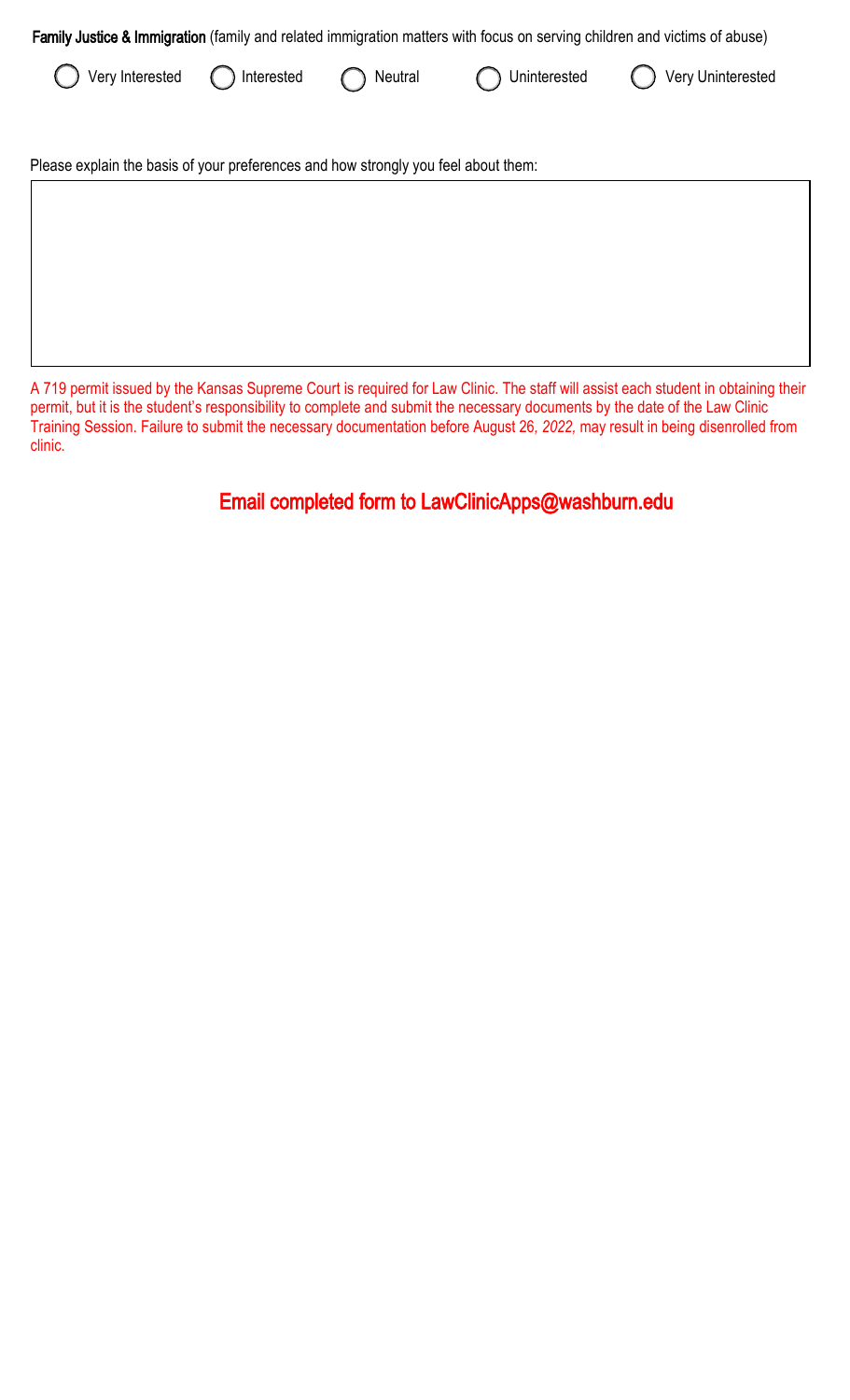**Family Justice & Immigration** (family and related immigration matters with focus on serving children and victims of abuse)

◯ Very Interested ◯ Interested ◯ Neutral ◯ Uninterested ◯ Very Uninterested

Please explain the basis of your preferences and how strongly you feel about them:

A 719 permit issued by the Kansas Supreme Court is required for Law Clinic. The staff will assist each student in obtaining their permit, but it is the student's responsibility to complete and submit the necessary documents by the date of the Law Clinic Training Session. Failure to submit the necessary documentation before August 26, *2022,* may result in being disenrolled from clinic.

Email completed form to LawClinicApps@washburn.edu